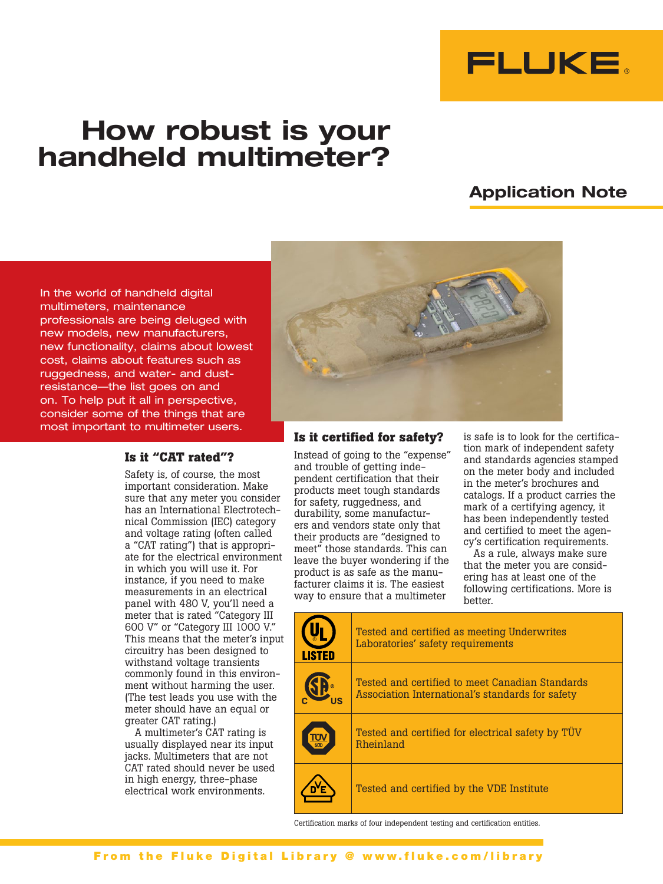FLUKE

# How robust is your handheld multimeter?

## Application Note

In the world of handheld digital multimeters, maintenance professionals are being deluged with new models, new manufacturers, new functionality, claims about lowest cost, claims about features such as ruggedness, and water- and dust-resistance—the list goes on and on. To help put it all in perspective, consider some of the things that are most important to multimeter users.

### Is it "CAT rated"?

Safety is, of course, the most important consideration. Make sure that any meter you consider has an International Electrotechnical Commission (IEC) category and voltage rating (often called a "CAT rating") that is appropriate for the electrical environment in which you will use it. For instance, if you need to make measurements in an electrical panel with 480 V, you'll need a meter that is rated "Category III 600 V" or "Category III 1000 V." This means that the meter's input circuitry has been designed to withstand voltage transients commonly found in this environment without harming the user. (The test leads you use with the meter should have an equal or greater CAT rating.)

A multimeter's CAT rating is usually displayed near its input jacks. Multimeters that are not CAT rated should never be used in high energy, three-phase electrical work environments.

### Is it certified for safety?

Instead of going to the "expense" and trouble of getting independent certification that their products meet tough standards for safety, ruggedness, and durability, some manufacturers and vendors state only that their products are "designed to meet" those standards. This can leave the buyer wondering if the product is as safe as the manufacturer claims it is. The easiest way to ensure that a multimeter is safe is to look for the certification mark of independent safety and standards agencies stamped on the meter body and included in the meter's brochures and catalogs. If a product carries the mark of a certifying agency, it has been independently tested and certified to meet the agency's certification requirements.

As a rule, always make sure that the meter you are considering has at least one of the following certifications. More is better.

| Mark | Certification |
|---|---|
| UL LISTED | Tested and certified as meeting Underwrites Laboratories' safety requirements |
| CSA C US | Tested and certified to meet Canadian Standards Association International's standards for safety |
| TÜV SÜD | Tested and certified for electrical safety by TÜV Rheinland |
| DVE | Tested and certified by the VDE Institute |

Certification marks of four independent testing and certification entities.

From the Fluke Digital Library @ www.fluke.com/library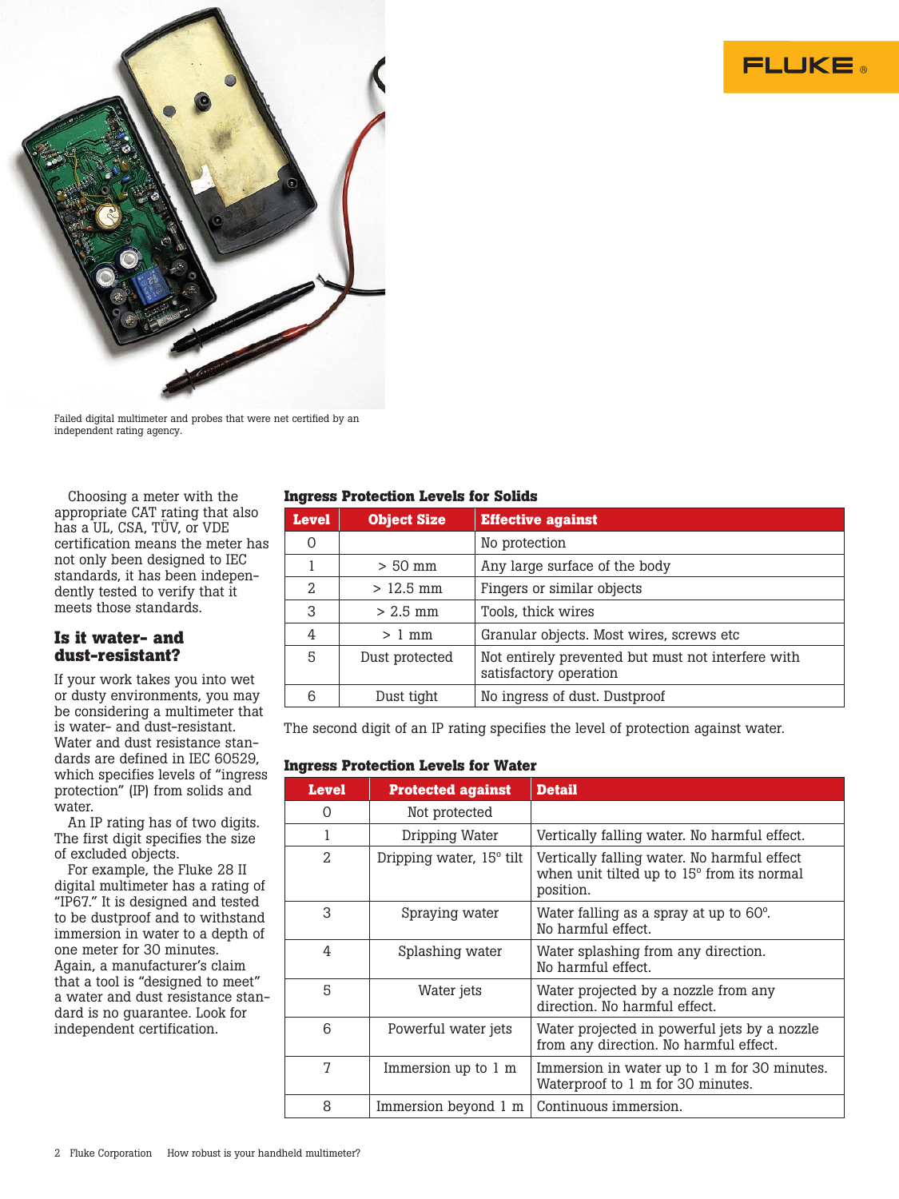Failed digital multimeter and probes that were net certified by an independent rating agency.

Choosing a meter with the appropriate CAT rating that also has a UL, CSA, TÜV, or VDE certification means the meter has not only been designed to IEC standards, it has been independently tested to verify that it meets those standards.

## Is it water- and dust-resistant?

If your work takes you into wet or dusty environments, you may be considering a multimeter that is water- and dust-resistant. Water and dust resistance standards are defined in IEC 60529, which specifies levels of "ingress protection" (IP) from solids and water.

An IP rating has of two digits. The first digit specifies the size of excluded objects.

For example, the Fluke 28 II digital multimeter has a rating of "IP67." It is designed and tested to be dustproof and to withstand immersion in water to a depth of one meter for 30 minutes. Again, a manufacturer's claim that a tool is "designed to meet" a water and dust resistance standard is no guarantee. Look for independent certification.

**Ingress Protection Levels for Solids**

| Level | Object Size | Effective against |
|---|---|---|
| 0 | | No protection |
| 1 | > 50 mm | Any large surface of the body |
| 2 | > 12.5 mm | Fingers or similar objects |
| 3 | > 2.5 mm | Tools, thick wires |
| 4 | > 1 mm | Granular objects. Most wires, screws etc |
| 5 | Dust protected | Not entirely prevented but must not interfere with satisfactory operation |
| 6 | Dust tight | No ingress of dust. Dustproof |

The second digit of an IP rating specifies the level of protection against water.

**Ingress Protection Levels for Water**

| Level | Protected against | Detail |
|---|---|---|
| 0 | Not protected | |
| 1 | Dripping Water | Vertically falling water. No harmful effect. |
| 2 | Dripping water, 15° tilt | Vertically falling water. No harmful effect when unit tilted up to 15° from its normal position. |
| 3 | Spraying water | Water falling as a spray at up to 60°. No harmful effect. |
| 4 | Splashing water | Water splashing from any direction. No harmful effect. |
| 5 | Water jets | Water projected by a nozzle from any direction. No harmful effect. |
| 6 | Powerful water jets | Water projected in powerful jets by a nozzle from any direction. No harmful effect. |
| 7 | Immersion up to 1 m | Immersion in water up to 1 m for 30 minutes. Waterproof to 1 m for 30 minutes. |
| 8 | Immersion beyond 1 m | Continuous immersion. |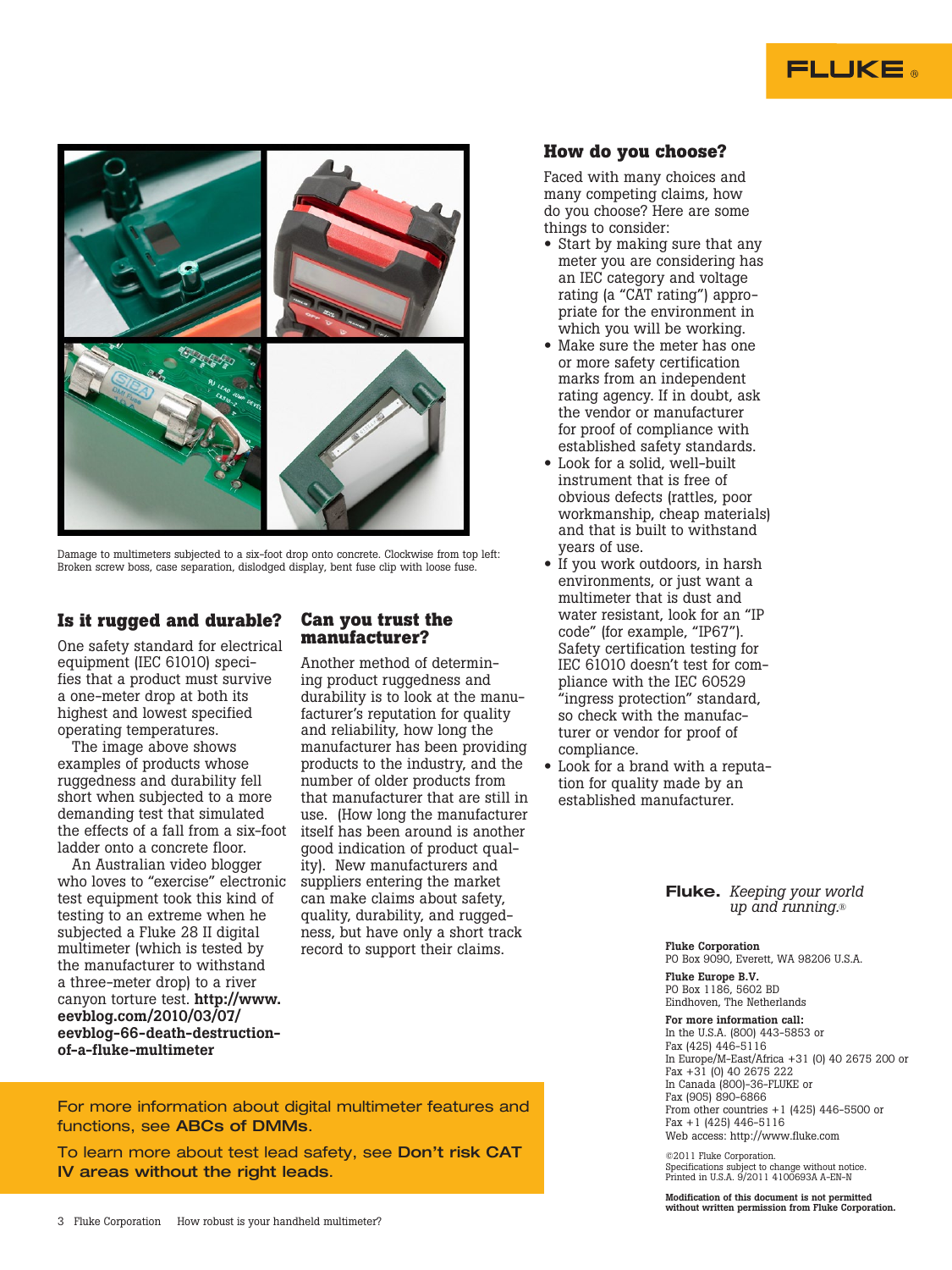Damage to multimeters subjected to a six-foot drop onto concrete. Clockwise from top left: Broken screw boss, case separation, dislodged display, bent fuse clip with loose fuse.

## Is it rugged and durable?

One safety standard for electrical equipment (IEC 61010) specifies that a product must survive a one-meter drop at both its highest and lowest specified operating temperatures.

The image above shows examples of products whose ruggedness and durability fell short when subjected to a more demanding test that simulated the effects of a fall from a six-foot ladder onto a concrete floor.

An Australian video blogger who loves to "exercise" electronic test equipment took this kind of testing to an extreme when he subjected a Fluke 28 II digital multimeter (which is tested by the manufacturer to withstand a three-meter drop) to a river canyon torture test. **http://www.eevblog.com/2010/03/07/eevblog-66-death-destruction-of-a-fluke-multimeter**

## Can you trust the manufacturer?

Another method of determining product ruggedness and durability is to look at the manufacturer's reputation for quality and reliability, how long the manufacturer has been providing products to the industry, and the number of older products from that manufacturer that are still in use. (How long the manufacturer itself has been around is another good indication of product quality). New manufacturers and suppliers entering the market can make claims about safety, quality, durability, and ruggedness, but have only a short track record to support their claims.

## How do you choose?

Faced with many choices and many competing claims, how do you choose? Here are some things to consider:

- Start by making sure that any meter you are considering has an IEC category and voltage rating (a "CAT rating") appropriate for the environment in which you will be working.
- Make sure the meter has one or more safety certification marks from an independent rating agency. If in doubt, ask the vendor or manufacturer for proof of compliance with established safety standards.
- Look for a solid, well-built instrument that is free of obvious defects (rattles, poor workmanship, cheap materials) and that is built to withstand years of use.
- If you work outdoors, in harsh environments, or just want a multimeter that is dust and water resistant, look for an "IP code" (for example, "IP67"). Safety certification testing for IEC 61010 doesn't test for compliance with the IEC 60529 "ingress protection" standard, so check with the manufacturer or vendor for proof of compliance.
- Look for a brand with a reputation for quality made by an established manufacturer.

For more information about digital multimeter features and functions, see **ABCs of DMMs**.

To learn more about test lead safety, see **Don't risk CAT IV areas without the right leads**.

**Fluke.** *Keeping your world up and running.®*

**Fluke Corporation**
PO Box 9090, Everett, WA 98206 U.S.A.

**Fluke Europe B.V.**
PO Box 1186, 5602 BD
Eindhoven, The Netherlands

**For more information call:**
In the U.S.A. (800) 443-5853 or
Fax (425) 446-5116
In Europe/M-East/Africa +31 (0) 40 2675 200 or
Fax +31 (0) 40 2675 222
In Canada (800)-36-FLUKE or
Fax (905) 890-6866
From other countries +1 (425) 446-5500 or
Fax +1 (425) 446-5116
Web access: http://www.fluke.com

©2011 Fluke Corporation.
Specifications subject to change without notice.
Printed in U.S.A. 9/2011 4100693A A-EN-N

**Modification of this document is not permitted without written permission from Fluke Corporation.**